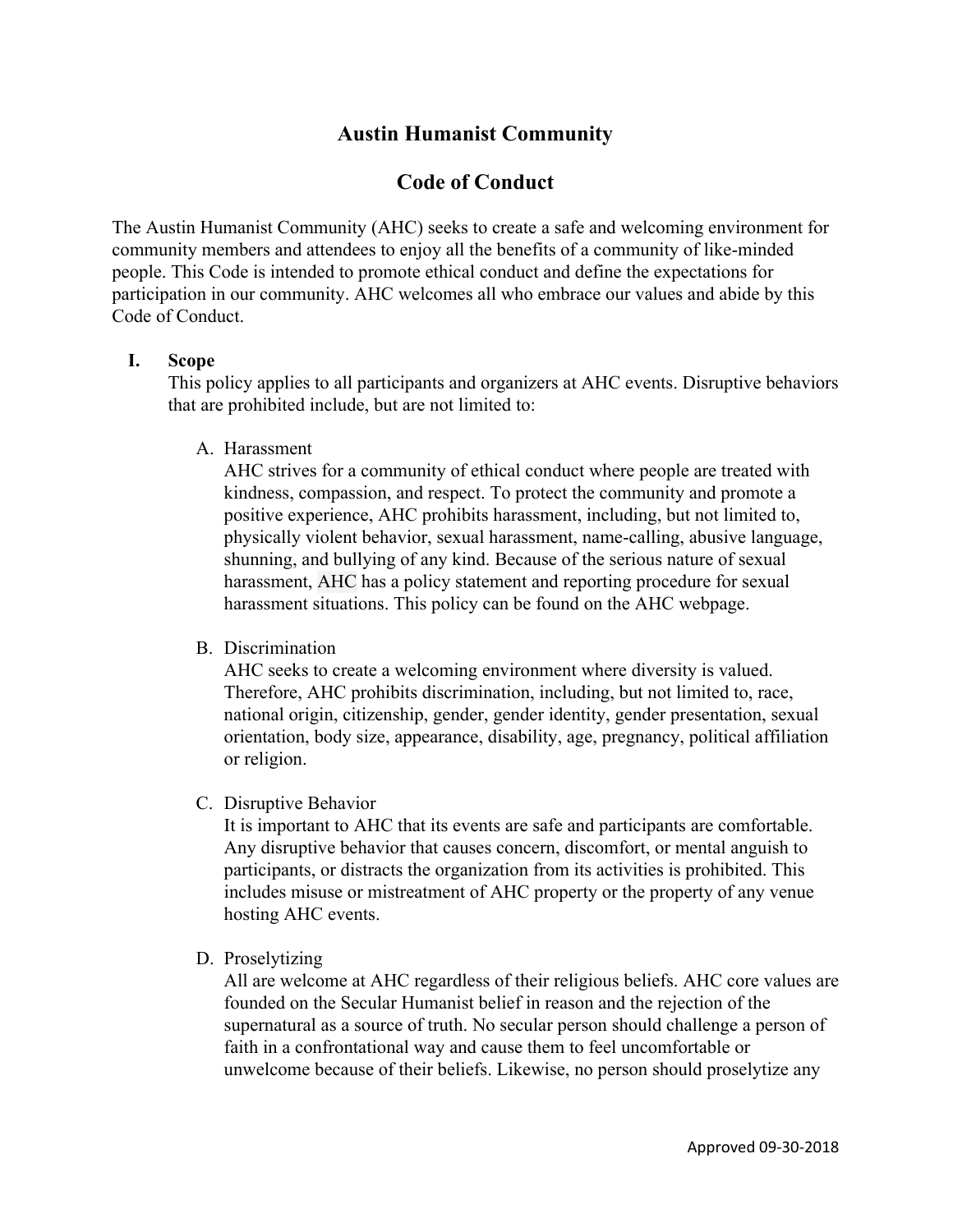# Austin Humanist Community

## Code of Conduct

The Austin Humanist Community (AHC) seeks to create a safe and welcoming environment for community members and attendees to enjoy all the benefits of a community of like-minded people. This Code is intended to promote ethical conduct and define the expectations for participation in our community. AHC welcomes all who embrace our values and abide by this Code of Conduct.

I. **Scope**

   This policy applies to all participants and organizers at AHC events. Disruptive behaviors that are prohibited include, but are not limited to:

   A. Harassment

      AHC strives for a community of ethical conduct where people are treated with kindness, compassion, and respect. To protect the community and promote a positive experience, AHC prohibits harassment, including, but not limited to, physically violent behavior, sexual harassment, name-calling, abusive language, shunning, and bullying of any kind. Because of the serious nature of sexual harassment, AHC has a policy statement and reporting procedure for sexual harassment situations. This policy can be found on the AHC webpage.

   B. Discrimination

      AHC seeks to create a welcoming environment where diversity is valued. Therefore, AHC prohibits discrimination, including, but not limited to, race, national origin, citizenship, gender, gender identity, gender presentation, sexual orientation, body size, appearance, disability, age, pregnancy, political affiliation or religion.

   C. Disruptive Behavior

      It is important to AHC that its events are safe and participants are comfortable. Any disruptive behavior that causes concern, discomfort, or mental anguish to participants, or distracts the organization from its activities is prohibited. This includes misuse or mistreatment of AHC property or the property of any venue hosting AHC events.

   D. Proselytizing

      All are welcome at AHC regardless of their religious beliefs. AHC core values are founded on the Secular Humanist belief in reason and the rejection of the supernatural as a source of truth. No secular person should challenge a person of faith in a confrontational way and cause them to feel uncomfortable or unwelcome because of their beliefs. Likewise, no person should proselytize any

Approved 09-30-2018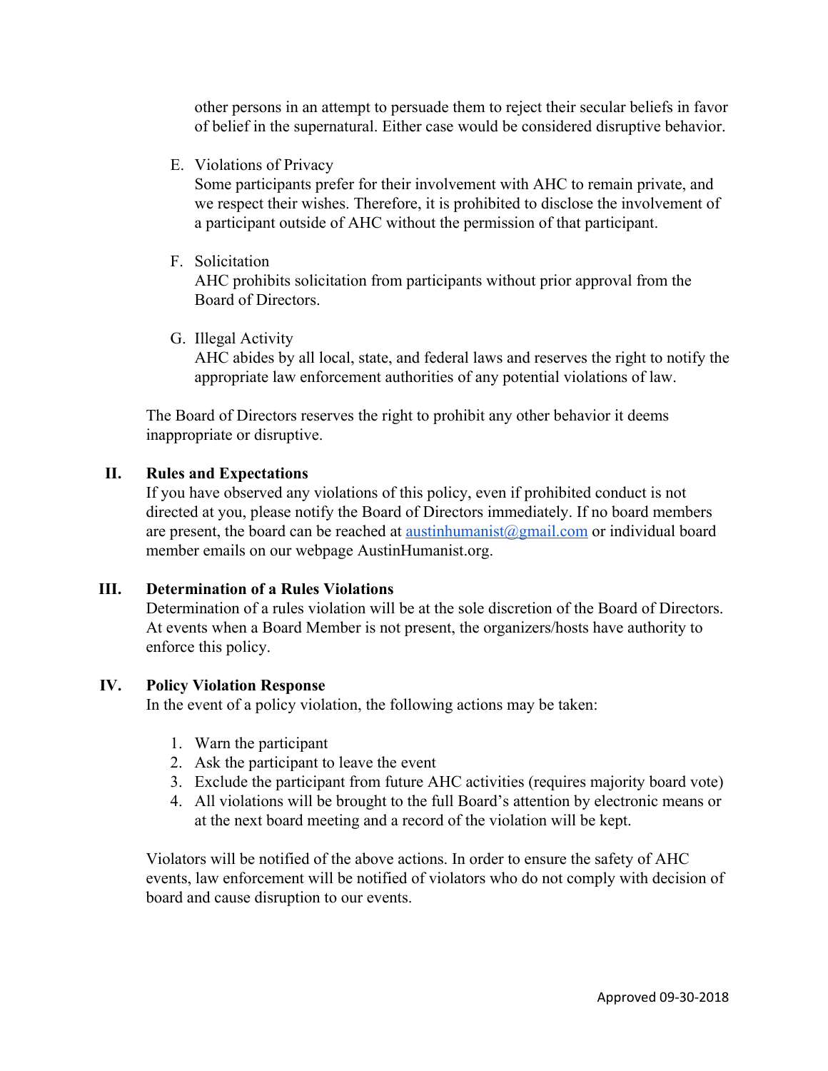other persons in an attempt to persuade them to reject their secular beliefs in favor of belief in the supernatural. Either case would be considered disruptive behavior.

E. Violations of Privacy
Some participants prefer for their involvement with AHC to remain private, and we respect their wishes. Therefore, it is prohibited to disclose the involvement of a participant outside of AHC without the permission of that participant.

F. Solicitation
AHC prohibits solicitation from participants without prior approval from the Board of Directors.

G. Illegal Activity
AHC abides by all local, state, and federal laws and reserves the right to notify the appropriate law enforcement authorities of any potential violations of law.

The Board of Directors reserves the right to prohibit any other behavior it deems inappropriate or disruptive.

## II. Rules and Expectations

If you have observed any violations of this policy, even if prohibited conduct is not directed at you, please notify the Board of Directors immediately. If no board members are present, the board can be reached at austinhumanist@gmail.com or individual board member emails on our webpage AustinHumanist.org.

## III. Determination of a Rules Violations

Determination of a rules violation will be at the sole discretion of the Board of Directors. At events when a Board Member is not present, the organizers/hosts have authority to enforce this policy.

## IV. Policy Violation Response

In the event of a policy violation, the following actions may be taken:

1. Warn the participant
2. Ask the participant to leave the event
3. Exclude the participant from future AHC activities (requires majority board vote)
4. All violations will be brought to the full Board's attention by electronic means or at the next board meeting and a record of the violation will be kept.

Violators will be notified of the above actions. In order to ensure the safety of AHC events, law enforcement will be notified of violators who do not comply with decision of board and cause disruption to our events.

Approved 09-30-2018